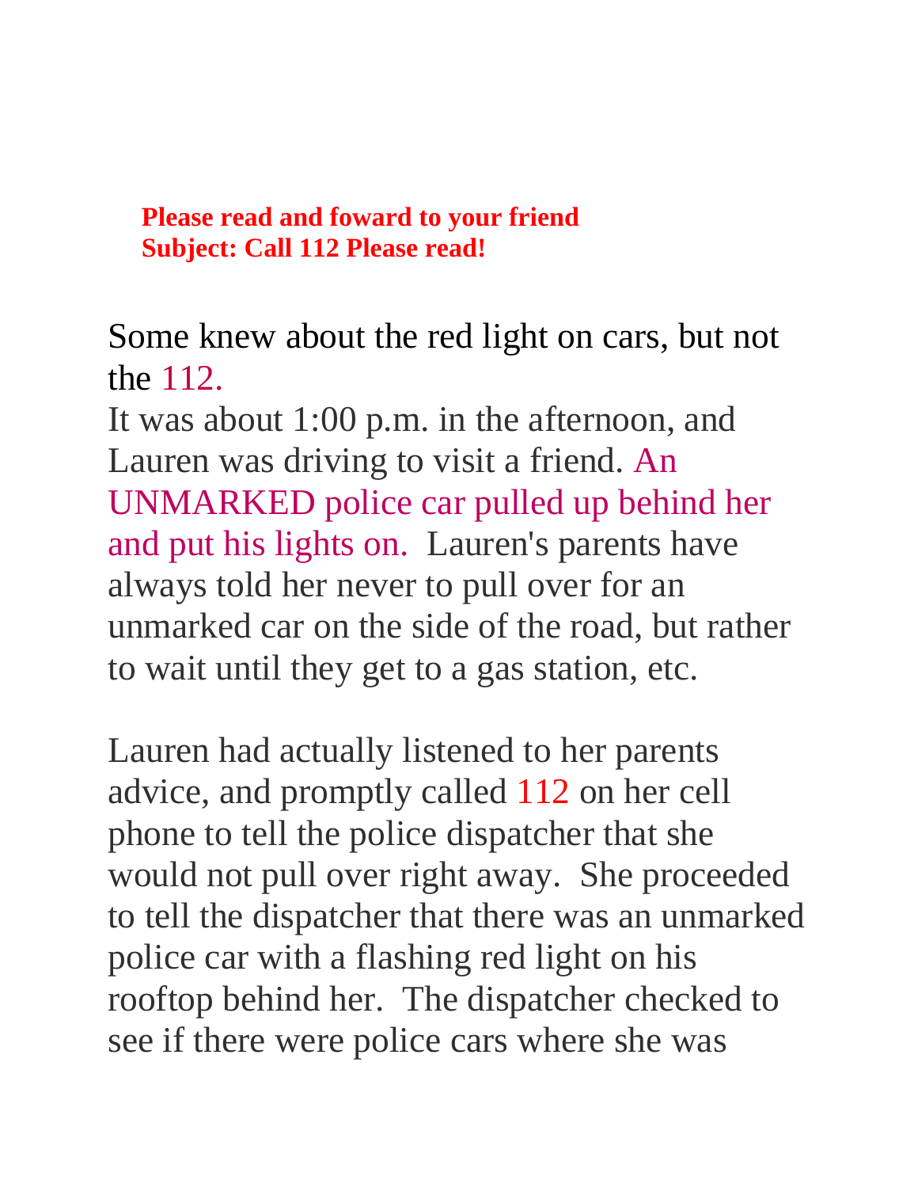**Please read and foward to your friend**
**Subject: Call 112 Please read!**

Some knew about the red light on cars, but not the 112.
It was about 1:00 p.m. in the afternoon, and Lauren was driving to visit a friend. An UNMARKED police car pulled up behind her and put his lights on. Lauren's parents have always told her never to pull over for an unmarked car on the side of the road, but rather to wait until they get to a gas station, etc.

Lauren had actually listened to her parents advice, and promptly called 112 on her cell phone to tell the police dispatcher that she would not pull over right away. She proceeded to tell the dispatcher that there was an unmarked police car with a flashing red light on his rooftop behind her. The dispatcher checked to see if there were police cars where she was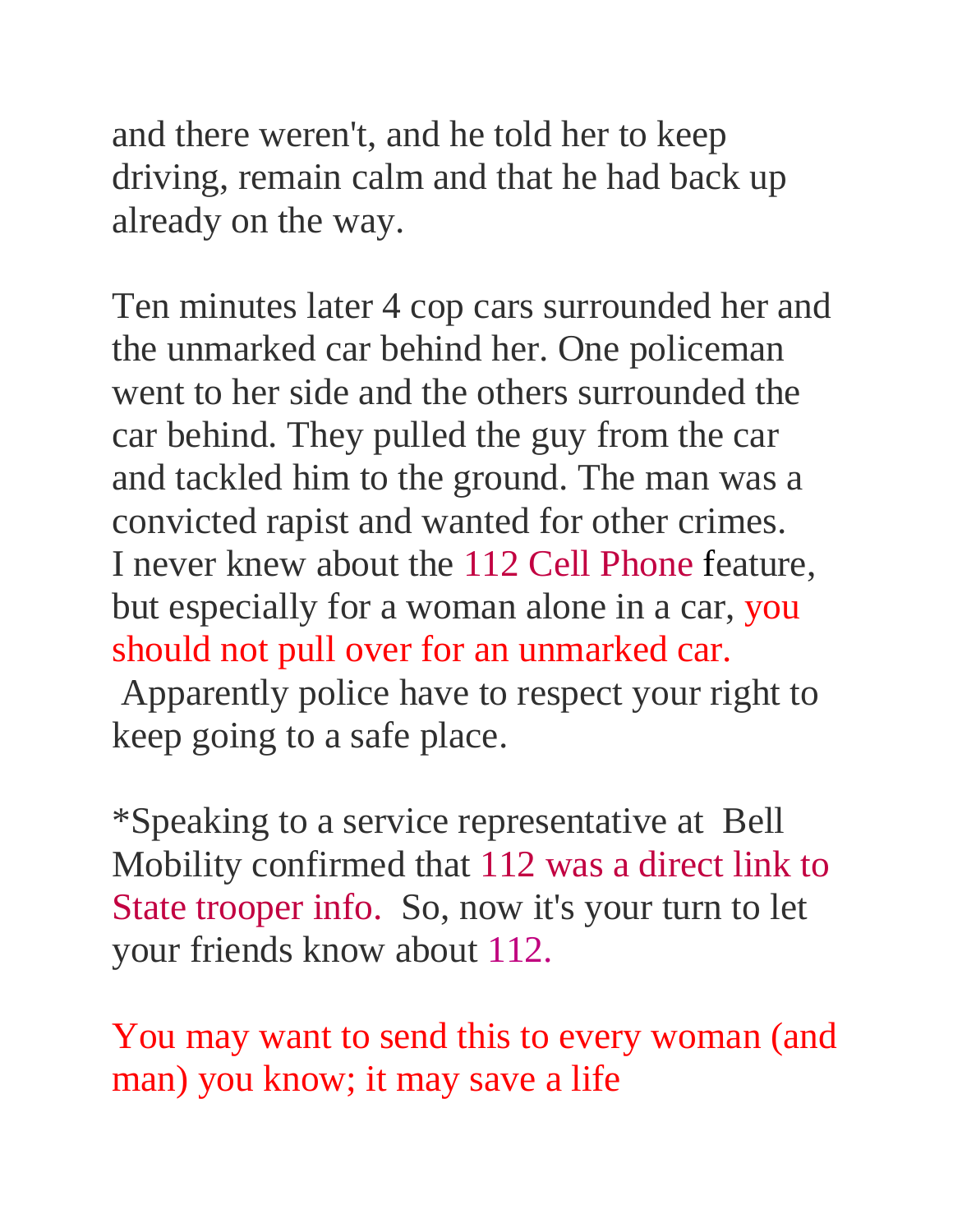and there weren't, and he told her to keep driving, remain calm and that he had back up already on the way.

Ten minutes later 4 cop cars surrounded her and the unmarked car behind her. One policeman went to her side and the others surrounded the car behind. They pulled the guy from the car and tackled him to the ground. The man was a convicted rapist and wanted for other crimes. I never knew about the 112 Cell Phone feature, but especially for a woman alone in a car, you should not pull over for an unmarked car. Apparently police have to respect your right to keep going to a safe place.

*Speaking to a service representative at Bell Mobility confirmed that 112 was a direct link to State trooper info. So, now it's your turn to let your friends know about 112.

You may want to send this to every woman (and man) you know; it may save a life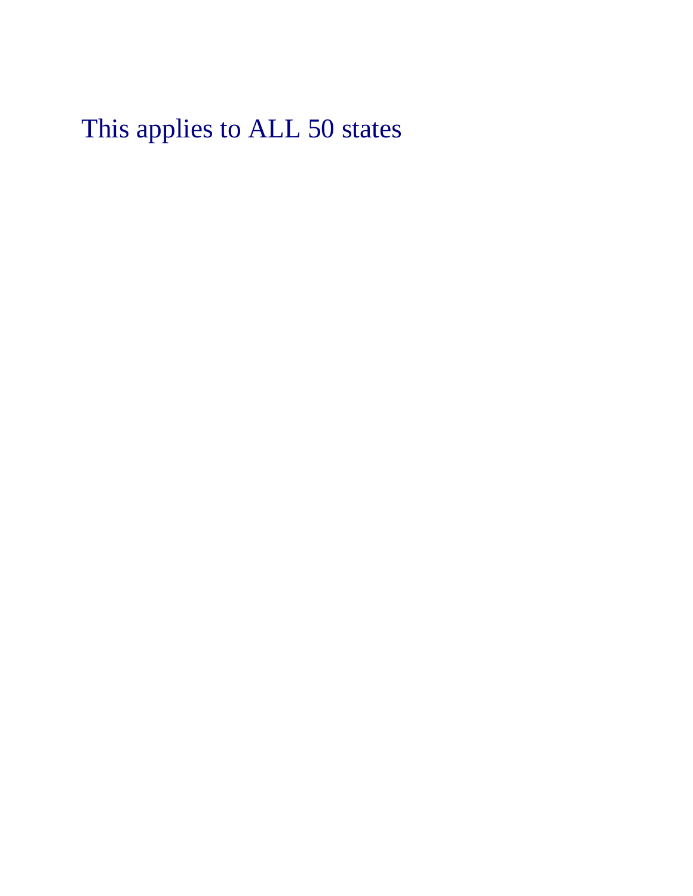This applies to ALL 50 states